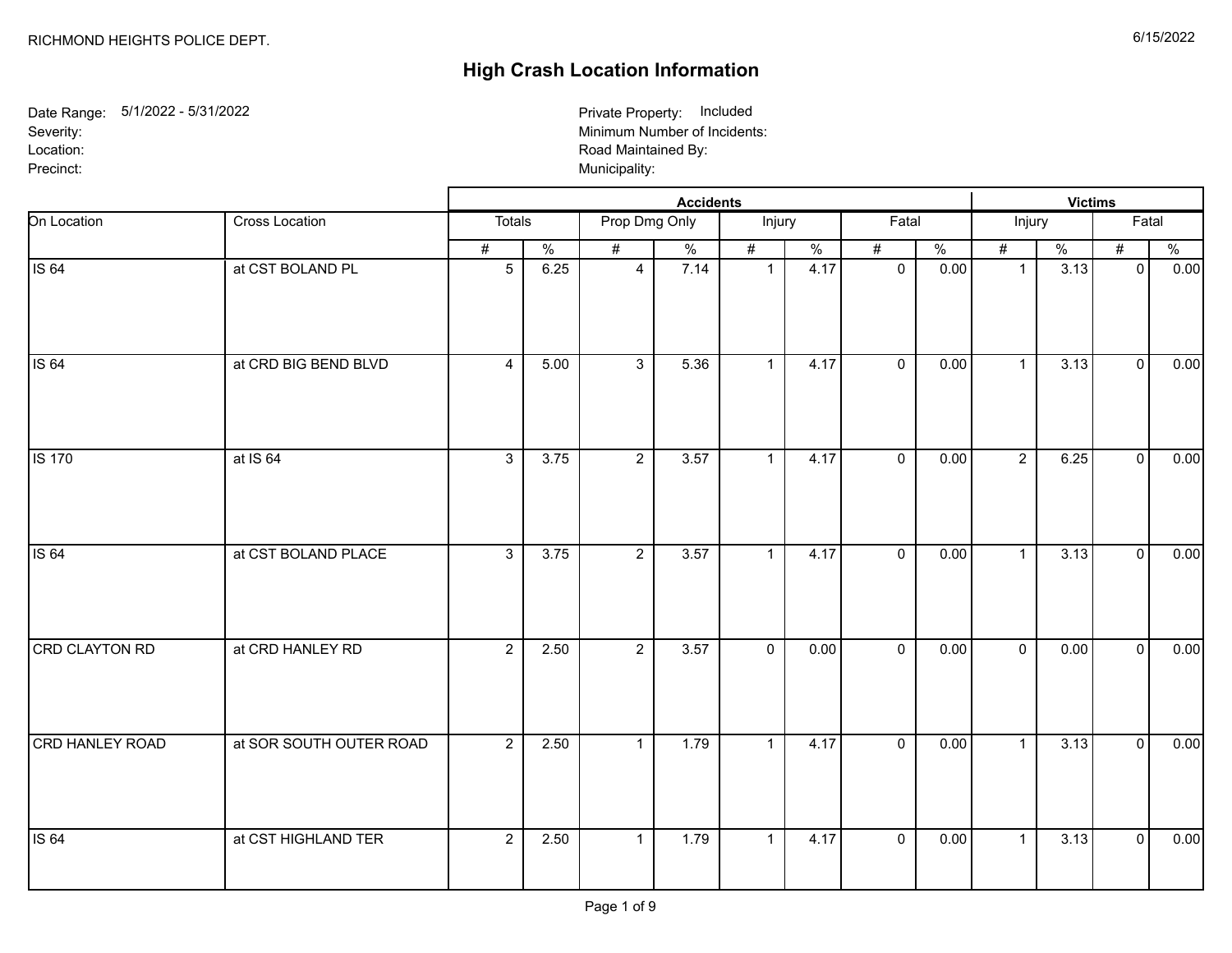RICHMOND HEIGHTS POLICE DEPT.

6/15/2022

# High Crash Location Information

Date Range: 5/1/2022 - 5/31/2022
Severity:
Location:
Precinct:

Private Property: Included
Minimum Number of Incidents:
Road Maintained By:
Municipality:

| | | Accidents | | | | | | | | Victims | | | |
|---|---|---|---|---|---|---|---|---|---|---|---|---|---|
| On Location | Cross Location | Totals | | Prop Dmg Only | | Injury | | Fatal | | Injury | | Fatal | |
| | | # | % | # | % | # | % | # | % | # | % | # | % |
| IS 64 | at CST BOLAND PL | 5 | 6.25 | 4 | 7.14 | 1 | 4.17 | 0 | 0.00 | 1 | 3.13 | 0 | 0.00 |
| IS 64 | at CRD BIG BEND BLVD | 4 | 5.00 | 3 | 5.36 | 1 | 4.17 | 0 | 0.00 | 1 | 3.13 | 0 | 0.00 |
| IS 170 | at IS 64 | 3 | 3.75 | 2 | 3.57 | 1 | 4.17 | 0 | 0.00 | 2 | 6.25 | 0 | 0.00 |
| IS 64 | at CST BOLAND PLACE | 3 | 3.75 | 2 | 3.57 | 1 | 4.17 | 0 | 0.00 | 1 | 3.13 | 0 | 0.00 |
| CRD CLAYTON RD | at CRD HANLEY RD | 2 | 2.50 | 2 | 3.57 | 0 | 0.00 | 0 | 0.00 | 0 | 0.00 | 0 | 0.00 |
| CRD HANLEY ROAD | at SOR SOUTH OUTER ROAD | 2 | 2.50 | 1 | 1.79 | 1 | 4.17 | 0 | 0.00 | 1 | 3.13 | 0 | 0.00 |
| IS 64 | at CST HIGHLAND TER | 2 | 2.50 | 1 | 1.79 | 1 | 4.17 | 0 | 0.00 | 1 | 3.13 | 0 | 0.00 |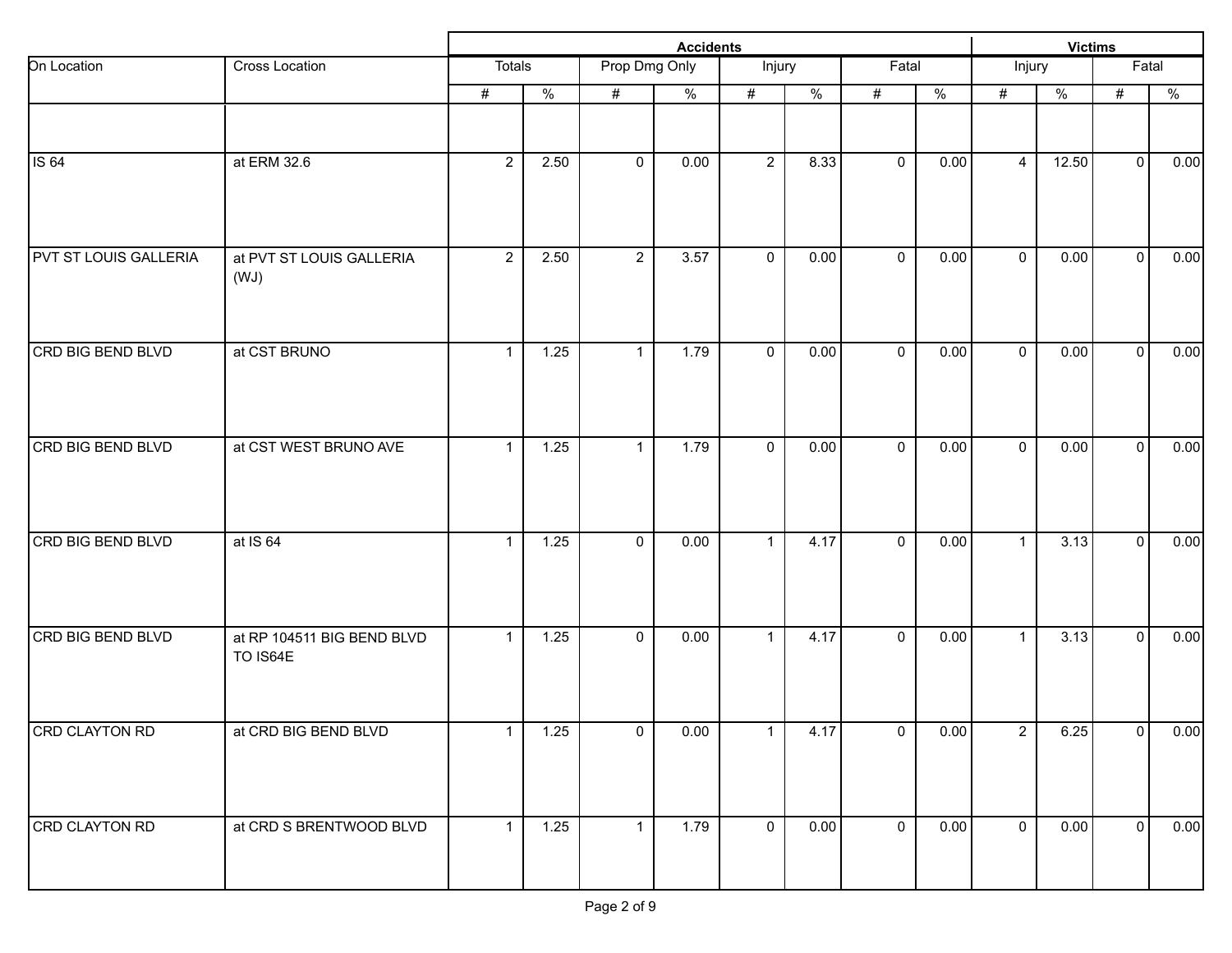| | | Accidents | | | | | | | | Victims | | | |
|---|---|---|---|---|---|---|---|---|---|---|---|---|---|
| On Location | Cross Location | Totals | | Prop Dmg Only | | Injury | | Fatal | | Injury | | Fatal | |
| | | # | % | # | % | # | % | # | % | # | % | # | % |
| | | | | | | | | | | | | | |
| IS 64 | at ERM 32.6 | 2 | 2.50 | 0 | 0.00 | 2 | 8.33 | 0 | 0.00 | 4 | 12.50 | 0 | 0.00 |
| PVT ST LOUIS GALLERIA | at PVT ST LOUIS GALLERIA (WJ) | 2 | 2.50 | 2 | 3.57 | 0 | 0.00 | 0 | 0.00 | 0 | 0.00 | 0 | 0.00 |
| CRD BIG BEND BLVD | at CST BRUNO | 1 | 1.25 | 1 | 1.79 | 0 | 0.00 | 0 | 0.00 | 0 | 0.00 | 0 | 0.00 |
| CRD BIG BEND BLVD | at CST WEST BRUNO AVE | 1 | 1.25 | 1 | 1.79 | 0 | 0.00 | 0 | 0.00 | 0 | 0.00 | 0 | 0.00 |
| CRD BIG BEND BLVD | at IS 64 | 1 | 1.25 | 0 | 0.00 | 1 | 4.17 | 0 | 0.00 | 1 | 3.13 | 0 | 0.00 |
| CRD BIG BEND BLVD | at RP 104511 BIG BEND BLVD TO IS64E | 1 | 1.25 | 0 | 0.00 | 1 | 4.17 | 0 | 0.00 | 1 | 3.13 | 0 | 0.00 |
| CRD CLAYTON RD | at CRD BIG BEND BLVD | 1 | 1.25 | 0 | 0.00 | 1 | 4.17 | 0 | 0.00 | 2 | 6.25 | 0 | 0.00 |
| CRD CLAYTON RD | at CRD S BRENTWOOD BLVD | 1 | 1.25 | 1 | 1.79 | 0 | 0.00 | 0 | 0.00 | 0 | 0.00 | 0 | 0.00 |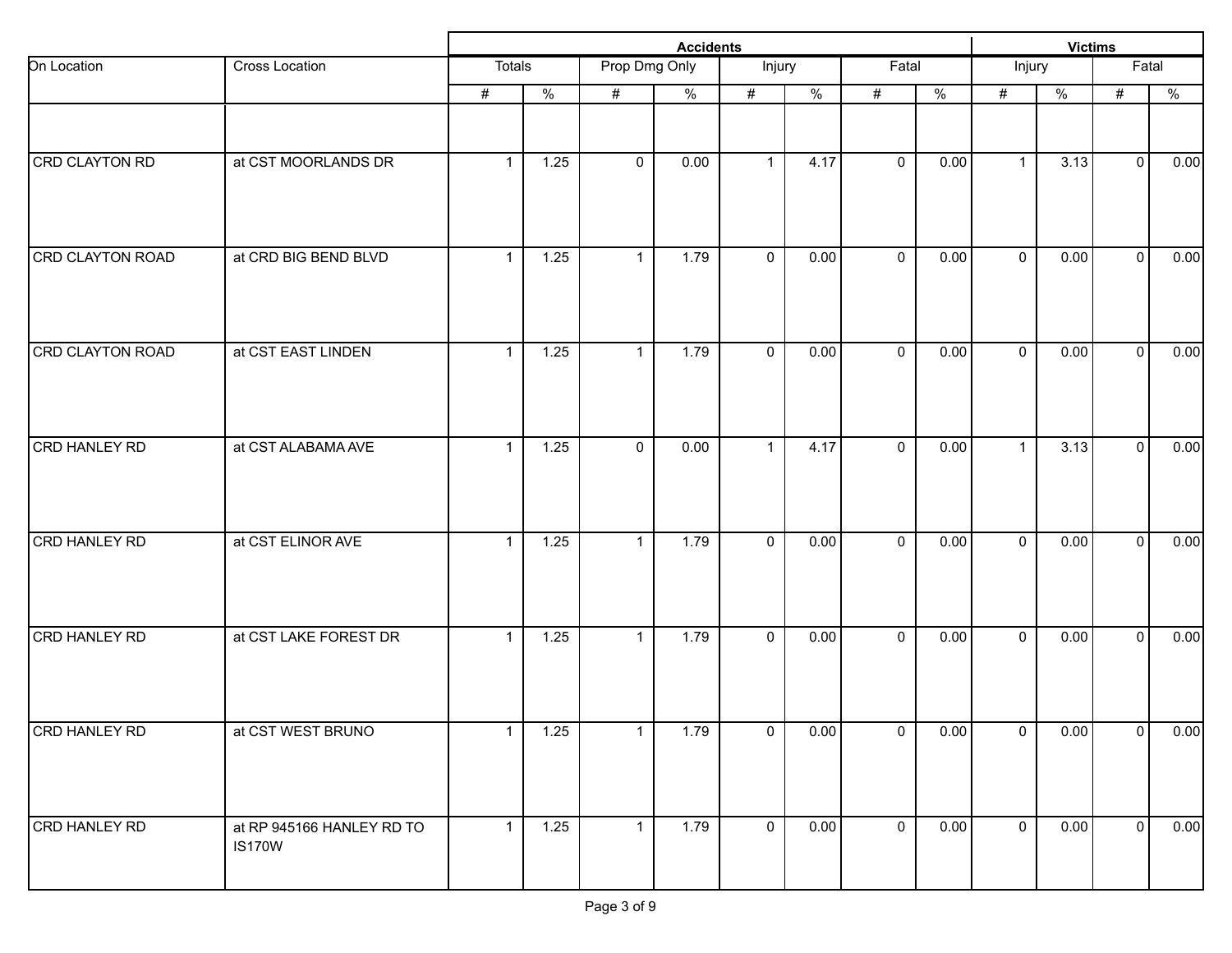| | | Accidents | | | | | | | | Victims | | | |
|---|---|---|---|---|---|---|---|---|---|---|---|---|---|
| On Location | Cross Location | Totals | | Prop Dmg Only | | Injury | | Fatal | | Injury | | Fatal | |
| | | # | % | # | % | # | % | # | % | # | % | # | % |
| | | | | | | | | | | | | | |
| CRD CLAYTON RD | at CST MOORLANDS DR | 1 | 1.25 | 0 | 0.00 | 1 | 4.17 | 0 | 0.00 | 1 | 3.13 | 0 | 0.00 |
| CRD CLAYTON ROAD | at CRD BIG BEND BLVD | 1 | 1.25 | 1 | 1.79 | 0 | 0.00 | 0 | 0.00 | 0 | 0.00 | 0 | 0.00 |
| CRD CLAYTON ROAD | at CST EAST LINDEN | 1 | 1.25 | 1 | 1.79 | 0 | 0.00 | 0 | 0.00 | 0 | 0.00 | 0 | 0.00 |
| CRD HANLEY RD | at CST ALABAMA AVE | 1 | 1.25 | 0 | 0.00 | 1 | 4.17 | 0 | 0.00 | 1 | 3.13 | 0 | 0.00 |
| CRD HANLEY RD | at CST ELINOR AVE | 1 | 1.25 | 1 | 1.79 | 0 | 0.00 | 0 | 0.00 | 0 | 0.00 | 0 | 0.00 |
| CRD HANLEY RD | at CST LAKE FOREST DR | 1 | 1.25 | 1 | 1.79 | 0 | 0.00 | 0 | 0.00 | 0 | 0.00 | 0 | 0.00 |
| CRD HANLEY RD | at CST WEST BRUNO | 1 | 1.25 | 1 | 1.79 | 0 | 0.00 | 0 | 0.00 | 0 | 0.00 | 0 | 0.00 |
| CRD HANLEY RD | at RP 945166 HANLEY RD TO IS170W | 1 | 1.25 | 1 | 1.79 | 0 | 0.00 | 0 | 0.00 | 0 | 0.00 | 0 | 0.00 |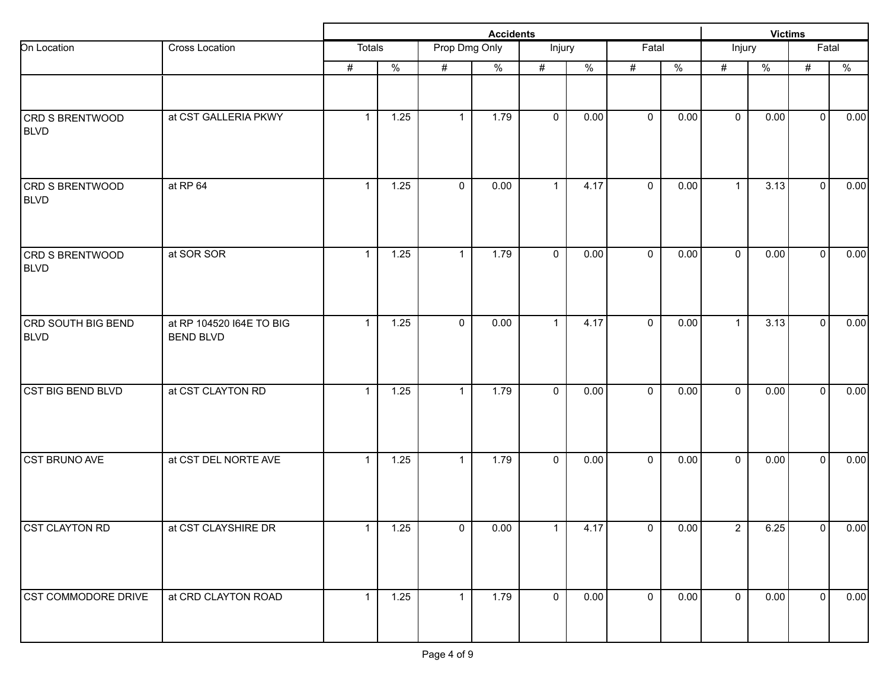| | | Accidents | | | | | | | | Victims | | | |
|---|---|---|---|---|---|---|---|---|---|---|---|---|---|
| On Location | Cross Location | Totals | | Prop Dmg Only | | Injury | | Fatal | | Injury | | Fatal | |
| | | # | % | # | % | # | % | # | % | # | % | # | % |
| CRD S BRENTWOOD BLVD | at CST GALLERIA PKWY | 1 | 1.25 | 1 | 1.79 | 0 | 0.00 | 0 | 0.00 | 0 | 0.00 | 0 | 0.00 |
| CRD S BRENTWOOD BLVD | at RP 64 | 1 | 1.25 | 0 | 0.00 | 1 | 4.17 | 0 | 0.00 | 1 | 3.13 | 0 | 0.00 |
| CRD S BRENTWOOD BLVD | at SOR SOR | 1 | 1.25 | 1 | 1.79 | 0 | 0.00 | 0 | 0.00 | 0 | 0.00 | 0 | 0.00 |
| CRD SOUTH BIG BEND BLVD | at RP 104520 I64E TO BIG BEND BLVD | 1 | 1.25 | 0 | 0.00 | 1 | 4.17 | 0 | 0.00 | 1 | 3.13 | 0 | 0.00 |
| CST BIG BEND BLVD | at CST CLAYTON RD | 1 | 1.25 | 1 | 1.79 | 0 | 0.00 | 0 | 0.00 | 0 | 0.00 | 0 | 0.00 |
| CST BRUNO AVE | at CST DEL NORTE AVE | 1 | 1.25 | 1 | 1.79 | 0 | 0.00 | 0 | 0.00 | 0 | 0.00 | 0 | 0.00 |
| CST CLAYTON RD | at CST CLAYSHIRE DR | 1 | 1.25 | 0 | 0.00 | 1 | 4.17 | 0 | 0.00 | 2 | 6.25 | 0 | 0.00 |
| CST COMMODORE DRIVE | at CRD CLAYTON ROAD | 1 | 1.25 | 1 | 1.79 | 0 | 0.00 | 0 | 0.00 | 0 | 0.00 | 0 | 0.00 |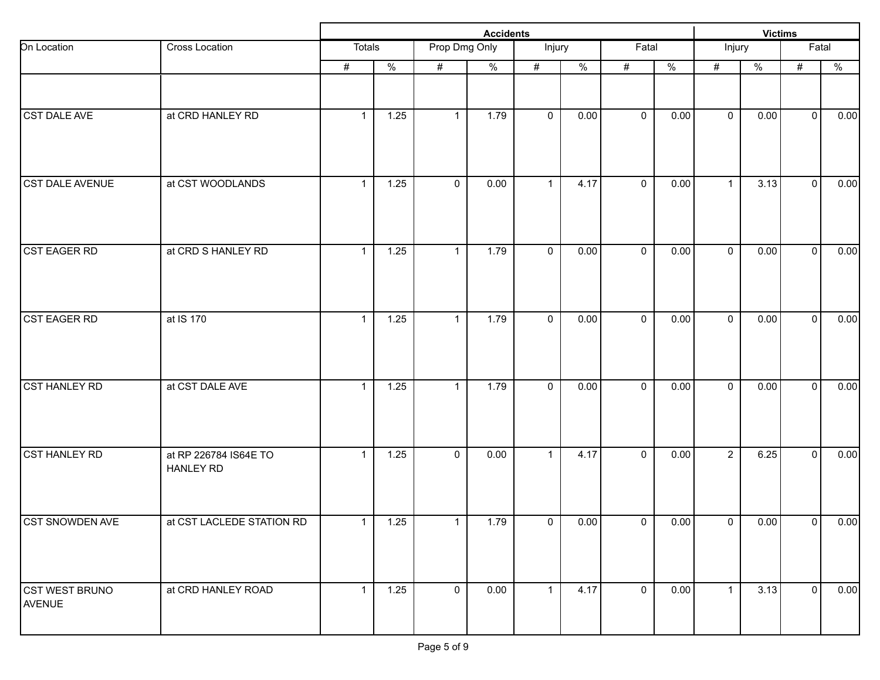| | | Accidents | | | | | | | | Victims | | | |
|---|---|---|---|---|---|---|---|---|---|---|---|---|---|
| On Location | Cross Location | Totals | | Prop Dmg Only | | Injury | | Fatal | | Injury | | Fatal | |
| | | # | % | # | % | # | % | # | % | # | % | # | % |
| | | | | | | | | | | | | | |
| CST DALE AVE | at CRD HANLEY RD | 1 | 1.25 | 1 | 1.79 | 0 | 0.00 | 0 | 0.00 | 0 | 0.00 | 0 | 0.00 |
| CST DALE AVENUE | at CST WOODLANDS | 1 | 1.25 | 0 | 0.00 | 1 | 4.17 | 0 | 0.00 | 1 | 3.13 | 0 | 0.00 |
| CST EAGER RD | at CRD S HANLEY RD | 1 | 1.25 | 1 | 1.79 | 0 | 0.00 | 0 | 0.00 | 0 | 0.00 | 0 | 0.00 |
| CST EAGER RD | at IS 170 | 1 | 1.25 | 1 | 1.79 | 0 | 0.00 | 0 | 0.00 | 0 | 0.00 | 0 | 0.00 |
| CST HANLEY RD | at CST DALE AVE | 1 | 1.25 | 1 | 1.79 | 0 | 0.00 | 0 | 0.00 | 0 | 0.00 | 0 | 0.00 |
| CST HANLEY RD | at RP 226784 IS64E TO HANLEY RD | 1 | 1.25 | 0 | 0.00 | 1 | 4.17 | 0 | 0.00 | 2 | 6.25 | 0 | 0.00 |
| CST SNOWDEN AVE | at CST LACLEDE STATION RD | 1 | 1.25 | 1 | 1.79 | 0 | 0.00 | 0 | 0.00 | 0 | 0.00 | 0 | 0.00 |
| CST WEST BRUNO AVENUE | at CRD HANLEY ROAD | 1 | 1.25 | 0 | 0.00 | 1 | 4.17 | 0 | 0.00 | 1 | 3.13 | 0 | 0.00 |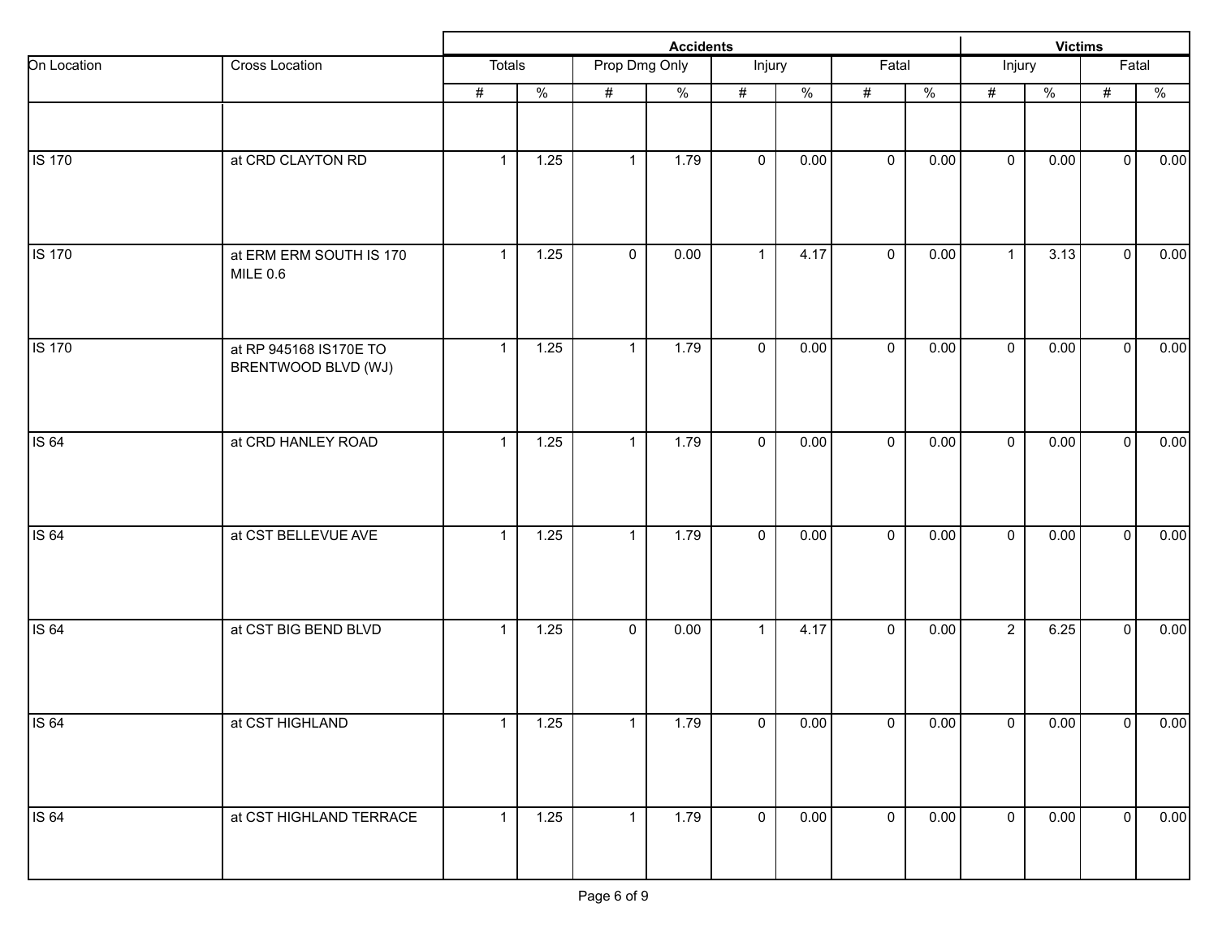| On Location | Cross Location | Accidents | | | | | | | | Victims | | | |
|---|---|---|---|---|---|---|---|---|---|---|---|---|---|
| | | Totals | | Prop Dmg Only | | Injury | | Fatal | | Injury | | Fatal | |
| | | # | % | # | % | # | % | # | % | # | % | # | % |
| IS 170 | at CRD CLAYTON RD | 1 | 1.25 | 1 | 1.79 | 0 | 0.00 | 0 | 0.00 | 0 | 0.00 | 0 | 0.00 |
| IS 170 | at ERM ERM SOUTH IS 170 MILE 0.6 | 1 | 1.25 | 0 | 0.00 | 1 | 4.17 | 0 | 0.00 | 1 | 3.13 | 0 | 0.00 |
| IS 170 | at RP 945168 IS170E TO BRENTWOOD BLVD (WJ) | 1 | 1.25 | 1 | 1.79 | 0 | 0.00 | 0 | 0.00 | 0 | 0.00 | 0 | 0.00 |
| IS 64 | at CRD HANLEY ROAD | 1 | 1.25 | 1 | 1.79 | 0 | 0.00 | 0 | 0.00 | 0 | 0.00 | 0 | 0.00 |
| IS 64 | at CST BELLEVUE AVE | 1 | 1.25 | 1 | 1.79 | 0 | 0.00 | 0 | 0.00 | 0 | 0.00 | 0 | 0.00 |
| IS 64 | at CST BIG BEND BLVD | 1 | 1.25 | 0 | 0.00 | 1 | 4.17 | 0 | 0.00 | 2 | 6.25 | 0 | 0.00 |
| IS 64 | at CST HIGHLAND | 1 | 1.25 | 1 | 1.79 | 0 | 0.00 | 0 | 0.00 | 0 | 0.00 | 0 | 0.00 |
| IS 64 | at CST HIGHLAND TERRACE | 1 | 1.25 | 1 | 1.79 | 0 | 0.00 | 0 | 0.00 | 0 | 0.00 | 0 | 0.00 |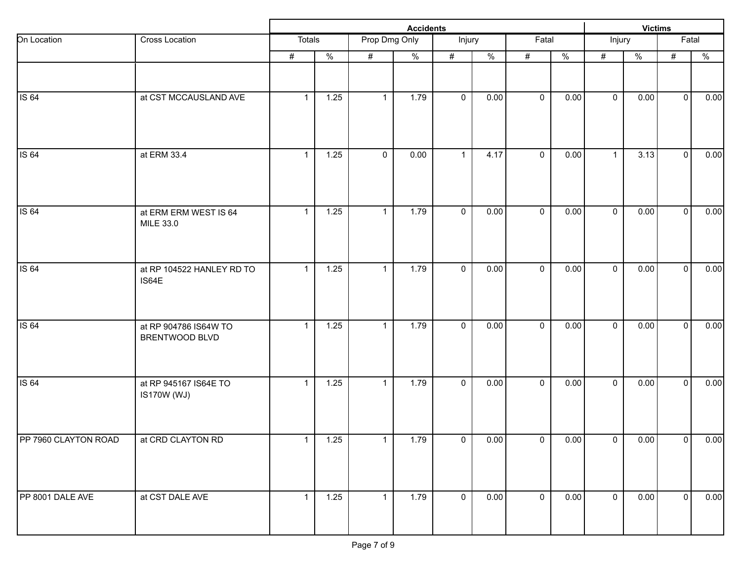| On Location | Cross Location | Accidents | | | | | | | | Victims | | | |
|---|---|---|---|---|---|---|---|---|---|---|---|---|---|
| | | Totals | | Prop Dmg Only | | Injury | | Fatal | | Injury | | Fatal | |
| | | # | % | # | % | # | % | # | % | # | % | # | % |
| | | | | | | | | | | | | | |
| IS 64 | at CST MCCAUSLAND AVE | 1 | 1.25 | 1 | 1.79 | 0 | 0.00 | 0 | 0.00 | 0 | 0.00 | 0 | 0.00 |
| IS 64 | at ERM 33.4 | 1 | 1.25 | 0 | 0.00 | 1 | 4.17 | 0 | 0.00 | 1 | 3.13 | 0 | 0.00 |
| IS 64 | at ERM ERM WEST IS 64 MILE 33.0 | 1 | 1.25 | 1 | 1.79 | 0 | 0.00 | 0 | 0.00 | 0 | 0.00 | 0 | 0.00 |
| IS 64 | at RP 104522 HANLEY RD TO IS64E | 1 | 1.25 | 1 | 1.79 | 0 | 0.00 | 0 | 0.00 | 0 | 0.00 | 0 | 0.00 |
| IS 64 | at RP 904786 IS64W TO BRENTWOOD BLVD | 1 | 1.25 | 1 | 1.79 | 0 | 0.00 | 0 | 0.00 | 0 | 0.00 | 0 | 0.00 |
| IS 64 | at RP 945167 IS64E TO IS170W (WJ) | 1 | 1.25 | 1 | 1.79 | 0 | 0.00 | 0 | 0.00 | 0 | 0.00 | 0 | 0.00 |
| PP 7960 CLAYTON ROAD | at CRD CLAYTON RD | 1 | 1.25 | 1 | 1.79 | 0 | 0.00 | 0 | 0.00 | 0 | 0.00 | 0 | 0.00 |
| PP 8001 DALE AVE | at CST DALE AVE | 1 | 1.25 | 1 | 1.79 | 0 | 0.00 | 0 | 0.00 | 0 | 0.00 | 0 | 0.00 |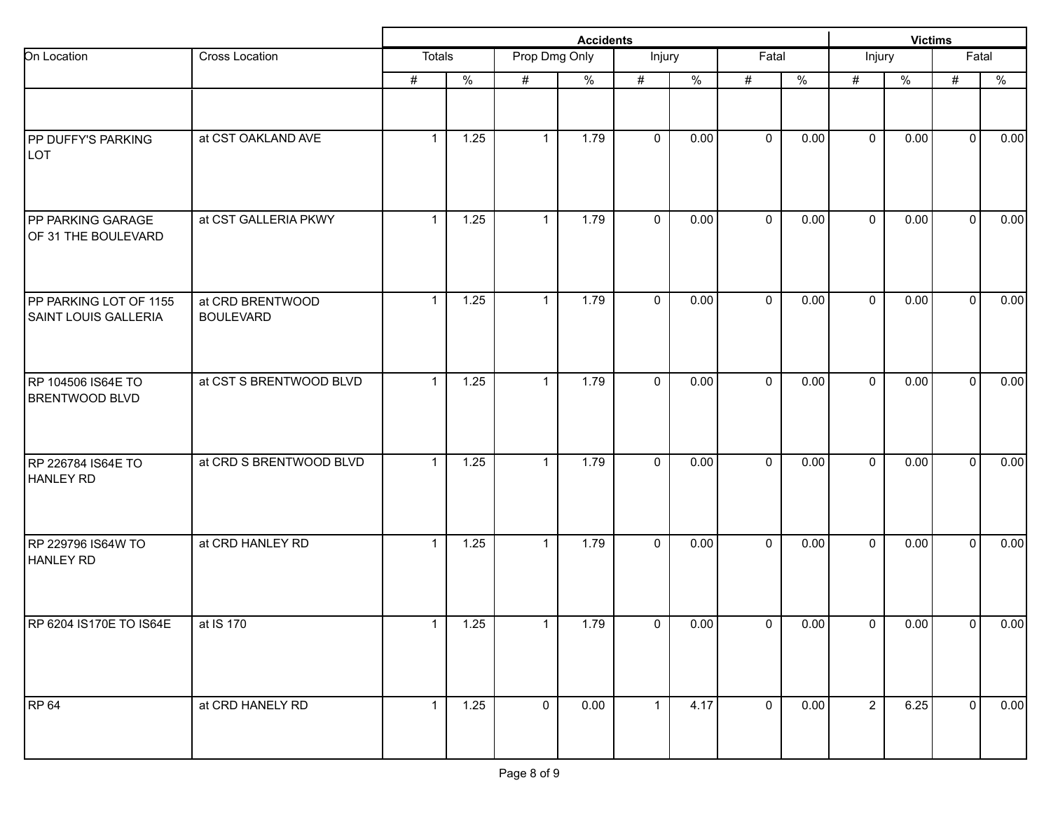| On Location | Cross Location | Accidents | | | | | | | | Victims | | | |
|---|---|---|---|---|---|---|---|---|---|---|---|---|---|
| | | Totals | | Prop Dmg Only | | Injury | | Fatal | | Injury | | Fatal | |
| | | # | % | # | % | # | % | # | % | # | % | # | % |
| PP DUFFY'S PARKING LOT | at CST OAKLAND AVE | 1 | 1.25 | 1 | 1.79 | 0 | 0.00 | 0 | 0.00 | 0 | 0.00 | 0 | 0.00 |
| PP PARKING GARAGE OF 31 THE BOULEVARD | at CST GALLERIA PKWY | 1 | 1.25 | 1 | 1.79 | 0 | 0.00 | 0 | 0.00 | 0 | 0.00 | 0 | 0.00 |
| PP PARKING LOT OF 1155 SAINT LOUIS GALLERIA | at CRD BRENTWOOD BOULEVARD | 1 | 1.25 | 1 | 1.79 | 0 | 0.00 | 0 | 0.00 | 0 | 0.00 | 0 | 0.00 |
| RP 104506 IS64E TO BRENTWOOD BLVD | at CST S BRENTWOOD BLVD | 1 | 1.25 | 1 | 1.79 | 0 | 0.00 | 0 | 0.00 | 0 | 0.00 | 0 | 0.00 |
| RP 226784 IS64E TO HANLEY RD | at CRD S BRENTWOOD BLVD | 1 | 1.25 | 1 | 1.79 | 0 | 0.00 | 0 | 0.00 | 0 | 0.00 | 0 | 0.00 |
| RP 229796 IS64W TO HANLEY RD | at CRD HANLEY RD | 1 | 1.25 | 1 | 1.79 | 0 | 0.00 | 0 | 0.00 | 0 | 0.00 | 0 | 0.00 |
| RP 6204 IS170E TO IS64E | at IS 170 | 1 | 1.25 | 1 | 1.79 | 0 | 0.00 | 0 | 0.00 | 0 | 0.00 | 0 | 0.00 |
| RP 64 | at CRD HANELY RD | 1 | 1.25 | 0 | 0.00 | 1 | 4.17 | 0 | 0.00 | 2 | 6.25 | 0 | 0.00 |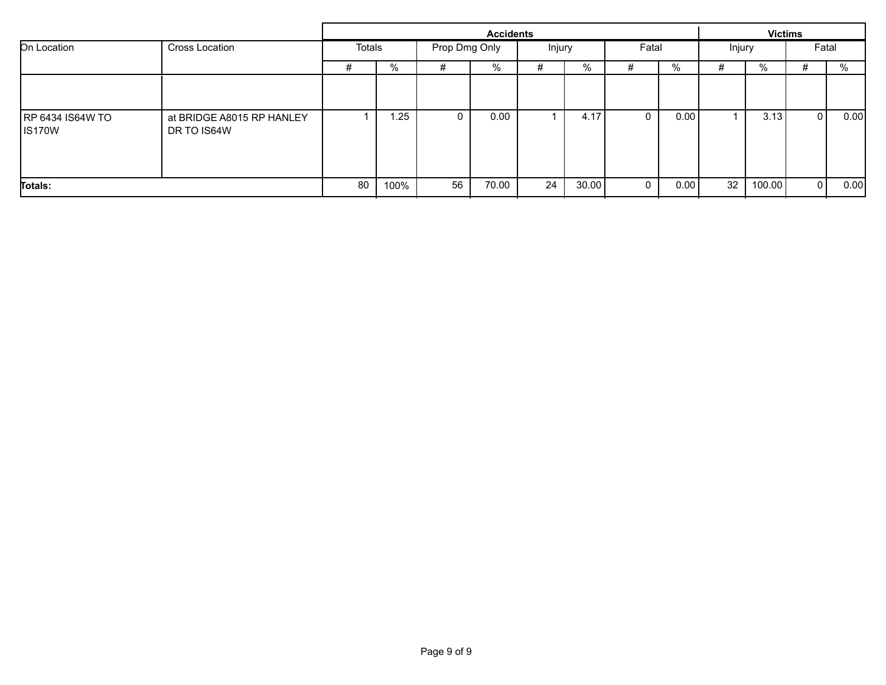| | | Accidents | | | | | | | | Victims | | | |
|---|---|---|---|---|---|---|---|---|---|---|---|---|---|
| On Location | Cross Location | Totals | | Prop Dmg Only | | Injury | | Fatal | | Injury | | Fatal | |
| | | # | % | # | % | # | % | # | % | # | % | # | % |
| | | | | | | | | | | | | | |
| RP 6434 IS64W TO IS170W | at BRIDGE A8015 RP HANLEY DR TO IS64W | 1 | 1.25 | 0 | 0.00 | 1 | 4.17 | 0 | 0.00 | 1 | 3.13 | 0 | 0.00 |
| **Totals:** | | 80 | 100% | 56 | 70.00 | 24 | 30.00 | 0 | 0.00 | 32 | 100.00 | 0 | 0.00 |